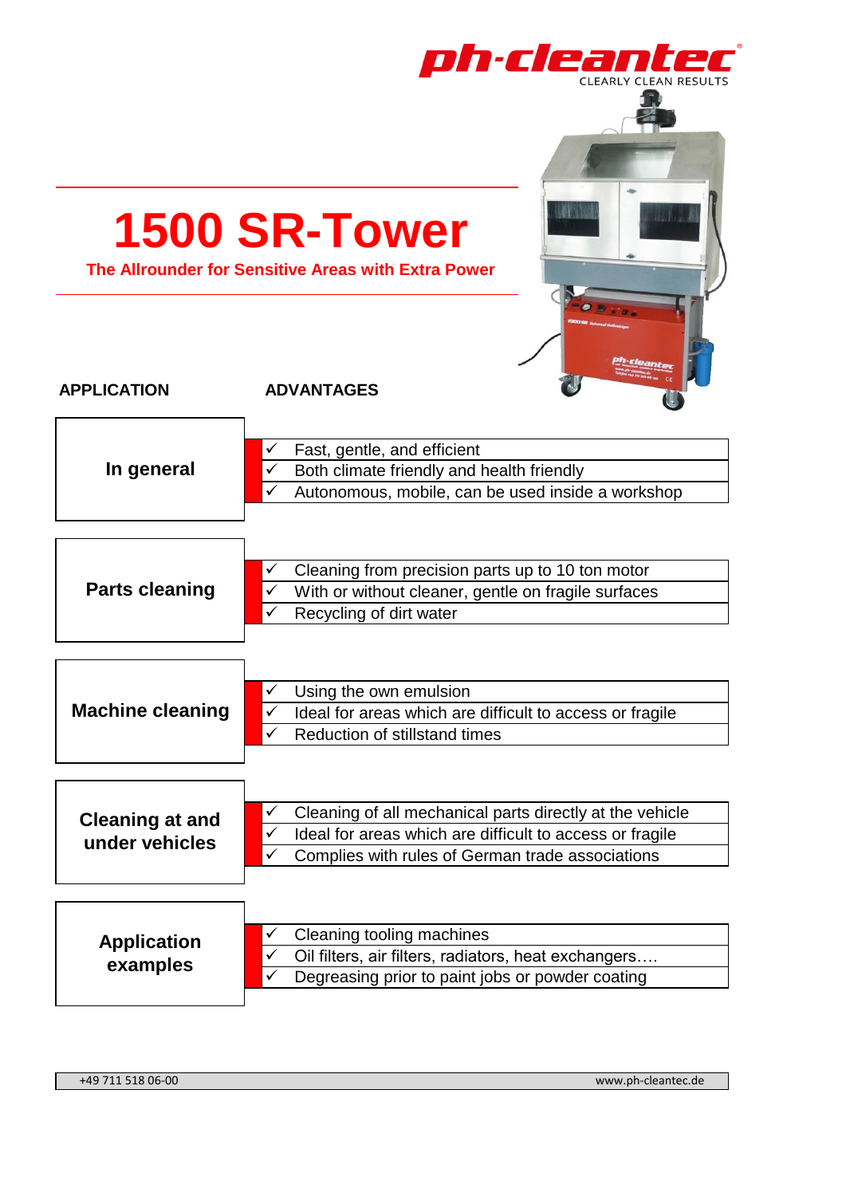ph-cleantec
CLEARLY CLEAN RESULTS

# 1500 SR-Tower

**The Allrounder for Sensitive Areas with Extra Power**

| APPLICATION | ADVANTAGES |
|---|---|
| **In general** | ✓ Fast, gentle, and efficient<br>✓ Both climate friendly and health friendly<br>✓ Autonomous, mobile, can be used inside a workshop |
| **Parts cleaning** | ✓ Cleaning from precision parts up to 10 ton motor<br>✓ With or without cleaner, gentle on fragile surfaces<br>✓ Recycling of dirt water |
| **Machine cleaning** | ✓ Using the own emulsion<br>✓ Ideal for areas which are difficult to access or fragile<br>✓ Reduction of stillstand times |
| **Cleaning at and under vehicles** | ✓ Cleaning of all mechanical parts directly at the vehicle<br>✓ Ideal for areas which are difficult to access or fragile<br>✓ Complies with rules of German trade associations |
| **Application examples** | ✓ Cleaning tooling machines<br>✓ Oil filters, air filters, radiators, heat exchangers….<br>✓ Degreasing prior to paint jobs or powder coating |

+49 711 518 06-00 www.ph-cleantec.de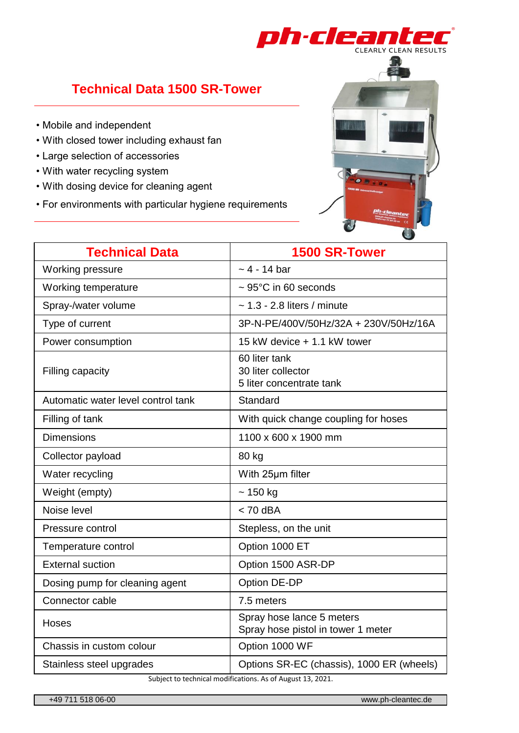ph-cleantec® CLEARLY CLEAN RESULTS

# Technical Data 1500 SR-Tower

- Mobile and independent
- With closed tower including exhaust fan
- Large selection of accessories
- With water recycling system
- With dosing device for cleaning agent
- For environments with particular hygiene requirements

| Technical Data | 1500 SR-Tower |
|---|---|
| Working pressure | ~ 4 - 14 bar |
| Working temperature | ~ 95°C in 60 seconds |
| Spray-/water volume | ~ 1.3 - 2.8 liters / minute |
| Type of current | 3P-N-PE/400V/50Hz/32A + 230V/50Hz/16A |
| Power consumption | 15 kW device + 1.1 kW tower |
| Filling capacity | 60 liter tank<br>30 liter collector<br>5 liter concentrate tank |
| Automatic water level control tank | Standard |
| Filling of tank | With quick change coupling for hoses |
| Dimensions | 1100 x 600 x 1900 mm |
| Collector payload | 80 kg |
| Water recycling | With 25µm filter |
| Weight (empty) | ~ 150 kg |
| Noise level | < 70 dBA |
| Pressure control | Stepless, on the unit |
| Temperature control | Option 1000 ET |
| External suction | Option 1500 ASR-DP |
| Dosing pump for cleaning agent | Option DE-DP |
| Connector cable | 7.5 meters |
| Hoses | Spray hose lance 5 meters<br>Spray hose pistol in tower 1 meter |
| Chassis in custom colour | Option 1000 WF |
| Stainless steel upgrades | Options SR-EC (chassis), 1000 ER (wheels) |

Subject to technical modifications. As of August 13, 2021.

+49 711 518 06-00 www.ph-cleantec.de